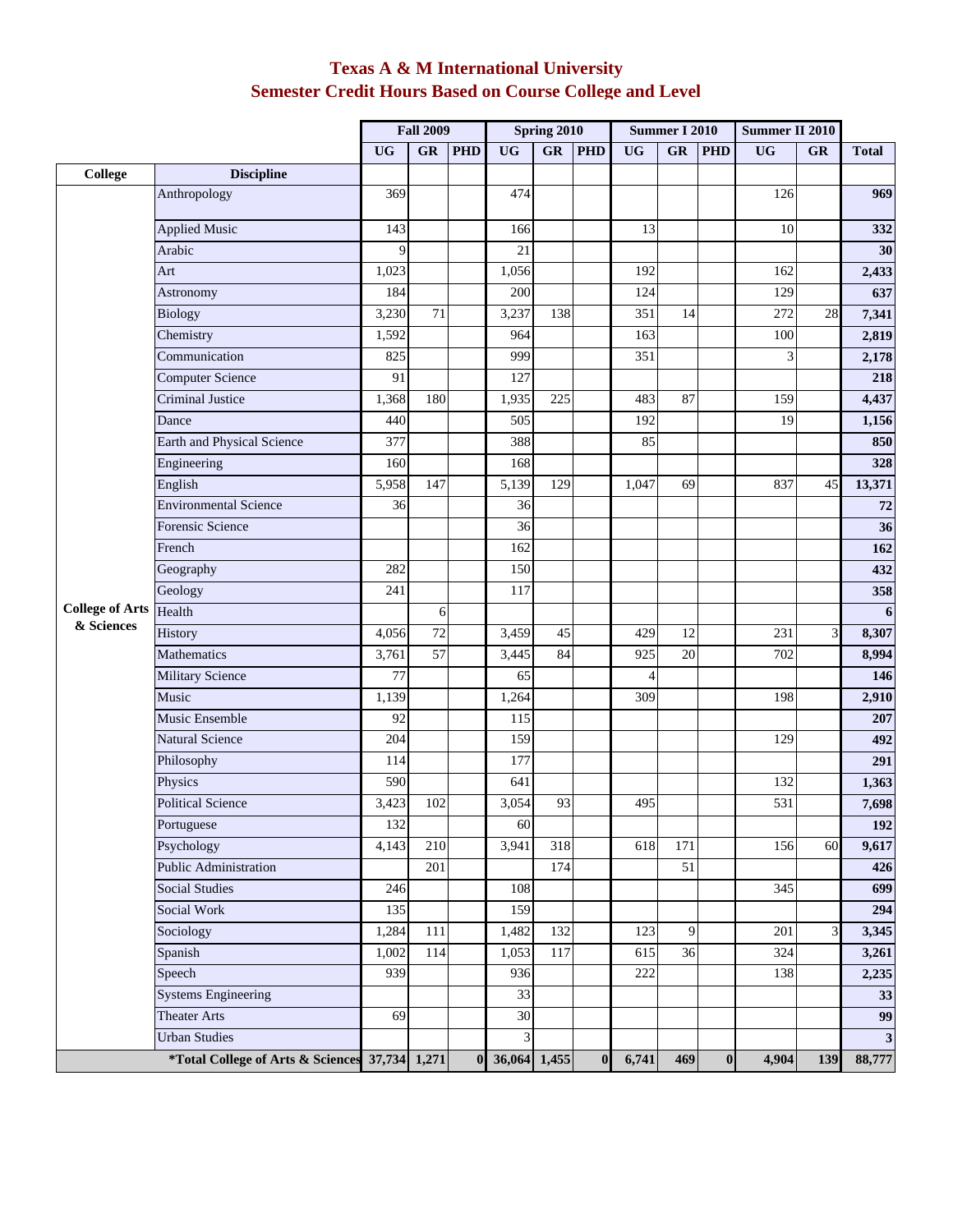# Texas A & M International University

## Semester Credit Hours Based on Course College and Level

| College | Discipline | Fall 2009 | | | Spring 2010 | | | Summer I 2010 | | | Summer II 2010 | | Total |
|---|---|---|---|---|---|---|---|---|---|---|---|---|---|
| | | UG | GR | PHD | UG | GR | PHD | UG | GR | PHD | UG | GR | Total |
| College of Arts & Sciences | Anthropology | 369 | | | 474 | | | | | | 126 | | **969** |
| | Applied Music | 143 | | | 166 | | | 13 | | | 10 | | **332** |
| | Arabic | 9 | | | 21 | | | | | | | | **30** |
| | Art | 1,023 | | | 1,056 | | | 192 | | | 162 | | **2,433** |
| | Astronomy | 184 | | | 200 | | | 124 | | | 129 | | **637** |
| | Biology | 3,230 | 71 | | 3,237 | 138 | | 351 | 14 | | 272 | 28 | **7,341** |
| | Chemistry | 1,592 | | | 964 | | | 163 | | | 100 | | **2,819** |
| | Communication | 825 | | | 999 | | | 351 | | | 3 | | **2,178** |
| | Computer Science | 91 | | | 127 | | | | | | | | **218** |
| | Criminal Justice | 1,368 | 180 | | 1,935 | 225 | | 483 | 87 | | 159 | | **4,437** |
| | Dance | 440 | | | 505 | | | 192 | | | 19 | | **1,156** |
| | Earth and Physical Science | 377 | | | 388 | | | 85 | | | | | **850** |
| | Engineering | 160 | | | 168 | | | | | | | | **328** |
| | English | 5,958 | 147 | | 5,139 | 129 | | 1,047 | 69 | | 837 | 45 | **13,371** |
| | Environmental Science | 36 | | | 36 | | | | | | | | **72** |
| | Forensic Science | | | | 36 | | | | | | | | **36** |
| | French | | | | 162 | | | | | | | | **162** |
| | Geography | 282 | | | 150 | | | | | | | | **432** |
| | Geology | 241 | | | 117 | | | | | | | | **358** |
| | Health | | 6 | | | | | | | | | | **6** |
| | History | 4,056 | 72 | | 3,459 | 45 | | 429 | 12 | | 231 | 3 | **8,307** |
| | Mathematics | 3,761 | 57 | | 3,445 | 84 | | 925 | 20 | | 702 | | **8,994** |
| | Military Science | 77 | | | 65 | | | 4 | | | | | **146** |
| | Music | 1,139 | | | 1,264 | | | 309 | | | 198 | | **2,910** |
| | Music Ensemble | 92 | | | 115 | | | | | | | | **207** |
| | Natural Science | 204 | | | 159 | | | | | | 129 | | **492** |
| | Philosophy | 114 | | | 177 | | | | | | | | **291** |
| | Physics | 590 | | | 641 | | | | | | 132 | | **1,363** |
| | Political Science | 3,423 | 102 | | 3,054 | 93 | | 495 | | | 531 | | **7,698** |
| | Portuguese | 132 | | | 60 | | | | | | | | **192** |
| | Psychology | 4,143 | 210 | | 3,941 | 318 | | 618 | 171 | | 156 | 60 | **9,617** |
| | Public Administration | | 201 | | | 174 | | | 51 | | | | **426** |
| | Social Studies | 246 | | | 108 | | | | | | 345 | | **699** |
| | Social Work | 135 | | | 159 | | | | | | | | **294** |
| | Sociology | 1,284 | 111 | | 1,482 | 132 | | 123 | 9 | | 201 | 3 | **3,345** |
| | Spanish | 1,002 | 114 | | 1,053 | 117 | | 615 | 36 | | 324 | | **3,261** |
| | Speech | 939 | | | 936 | | | 222 | | | 138 | | **2,235** |
| | Systems Engineering | | | | 33 | | | | | | | | **33** |
| | Theater Arts | 69 | | | 30 | | | | | | | | **99** |
| | Urban Studies | | | | 3 | | | | | | | | **3** |
| | **\*Total College of Arts & Sciences** | **37,734** | **1,271** | **0** | **36,064** | **1,455** | **0** | **6,741** | **469** | **0** | **4,904** | **139** | **88,777** |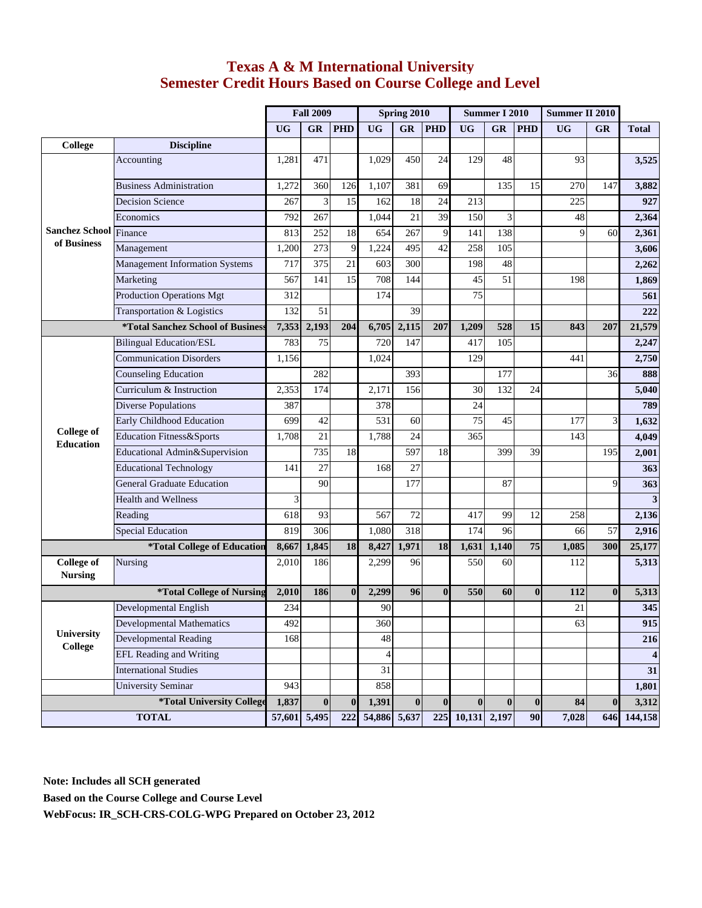# Texas A & M International University
# Semester Credit Hours Based on Course College and Level

| | | Fall 2009 | | | Spring 2010 | | | Summer I 2010 | | | Summer II 2010 | | |
|---|---|---|---|---|---|---|---|---|---|---|---|---|---|
| | | UG | GR | PHD | UG | GR | PHD | UG | GR | PHD | UG | GR | Total |
| College | Discipline | | | | | | | | | | | | |
| Sanchez School of Business | Accounting | 1,281 | 471 | | 1,029 | 450 | 24 | 129 | 48 | | 93 | | 3,525 |
| | Business Administration | 1,272 | 360 | 126 | 1,107 | 381 | 69 | | 135 | 15 | 270 | 147 | 3,882 |
| | Decision Science | 267 | 3 | 15 | 162 | 18 | 24 | 213 | | | 225 | | 927 |
| | Economics | 792 | 267 | | 1,044 | 21 | 39 | 150 | 3 | | 48 | | 2,364 |
| | Finance | 813 | 252 | 18 | 654 | 267 | 9 | 141 | 138 | | 9 | 60 | 2,361 |
| | Management | 1,200 | 273 | 9 | 1,224 | 495 | 42 | 258 | 105 | | | | 3,606 |
| | Management Information Systems | 717 | 375 | 21 | 603 | 300 | | 198 | 48 | | | | 2,262 |
| | Marketing | 567 | 141 | 15 | 708 | 144 | | 45 | 51 | | 198 | | 1,869 |
| | Production Operations Mgt | 312 | | | 174 | | | 75 | | | | | 561 |
| | Transportation & Logistics | 132 | 51 | | | 39 | | | | | | | 222 |
| **\*Total Sanchez School of Business** | | **7,353** | **2,193** | **204** | **6,705** | **2,115** | **207** | **1,209** | **528** | **15** | **843** | **207** | **21,579** |
| College of Education | Bilingual Education/ESL | 783 | 75 | | 720 | 147 | | 417 | 105 | | | | 2,247 |
| | Communication Disorders | 1,156 | | | 1,024 | | | 129 | | | 441 | | 2,750 |
| | Counseling Education | | 282 | | | 393 | | | 177 | | | 36 | 888 |
| | Curriculum & Instruction | 2,353 | 174 | | 2,171 | 156 | | 30 | 132 | 24 | | | 5,040 |
| | Diverse Populations | 387 | | | 378 | | | 24 | | | | | 789 |
| | Early Childhood Education | 699 | 42 | | 531 | 60 | | 75 | 45 | | 177 | 3 | 1,632 |
| | Education Fitness&Sports | 1,708 | 21 | | 1,788 | 24 | | 365 | | | 143 | | 4,049 |
| | Educational Admin&Supervision | | 735 | 18 | | 597 | 18 | | 399 | 39 | | 195 | 2,001 |
| | Educational Technology | 141 | 27 | | 168 | 27 | | | | | | | 363 |
| | General Graduate Education | | 90 | | | 177 | | | 87 | | | 9 | 363 |
| | Health and Wellness | 3 | | | | | | | | | | | 3 |
| | Reading | 618 | 93 | | 567 | 72 | | 417 | 99 | 12 | 258 | | 2,136 |
| | Special Education | 819 | 306 | | 1,080 | 318 | | 174 | 96 | | 66 | 57 | 2,916 |
| **\*Total College of Education** | | **8,667** | **1,845** | **18** | **8,427** | **1,971** | **18** | **1,631** | **1,140** | **75** | **1,085** | **300** | **25,177** |
| College of Nursing | Nursing | 2,010 | 186 | | 2,299 | 96 | | 550 | 60 | | 112 | | 5,313 |
| **\*Total College of Nursing** | | **2,010** | **186** | **0** | **2,299** | **96** | **0** | **550** | **60** | **0** | **112** | **0** | **5,313** |
| University College | Developmental English | 234 | | | 90 | | | | | | 21 | | 345 |
| | Developmental Mathematics | 492 | | | 360 | | | | | | 63 | | 915 |
| | Developmental Reading | 168 | | | 48 | | | | | | | | 216 |
| | EFL Reading and Writing | | | | 4 | | | | | | | | 4 |
| | International Studies | | | | 31 | | | | | | | | 31 |
| | University Seminar | 943 | | | 858 | | | | | | | | 1,801 |
| **\*Total University College** | | **1,837** | **0** | **0** | **1,391** | **0** | **0** | **0** | **0** | **0** | **84** | **0** | **3,312** |
| **TOTAL** | | **57,601** | **5,495** | **222** | **54,886** | **5,637** | **225** | **10,131** | **2,197** | **90** | **7,028** | **646** | **144,158** |

**Note: Includes all SCH generated**

**Based on the Course College and Course Level**

**WebFocus: IR_SCH-CRS-COLG-WPG Prepared on October 23, 2012**